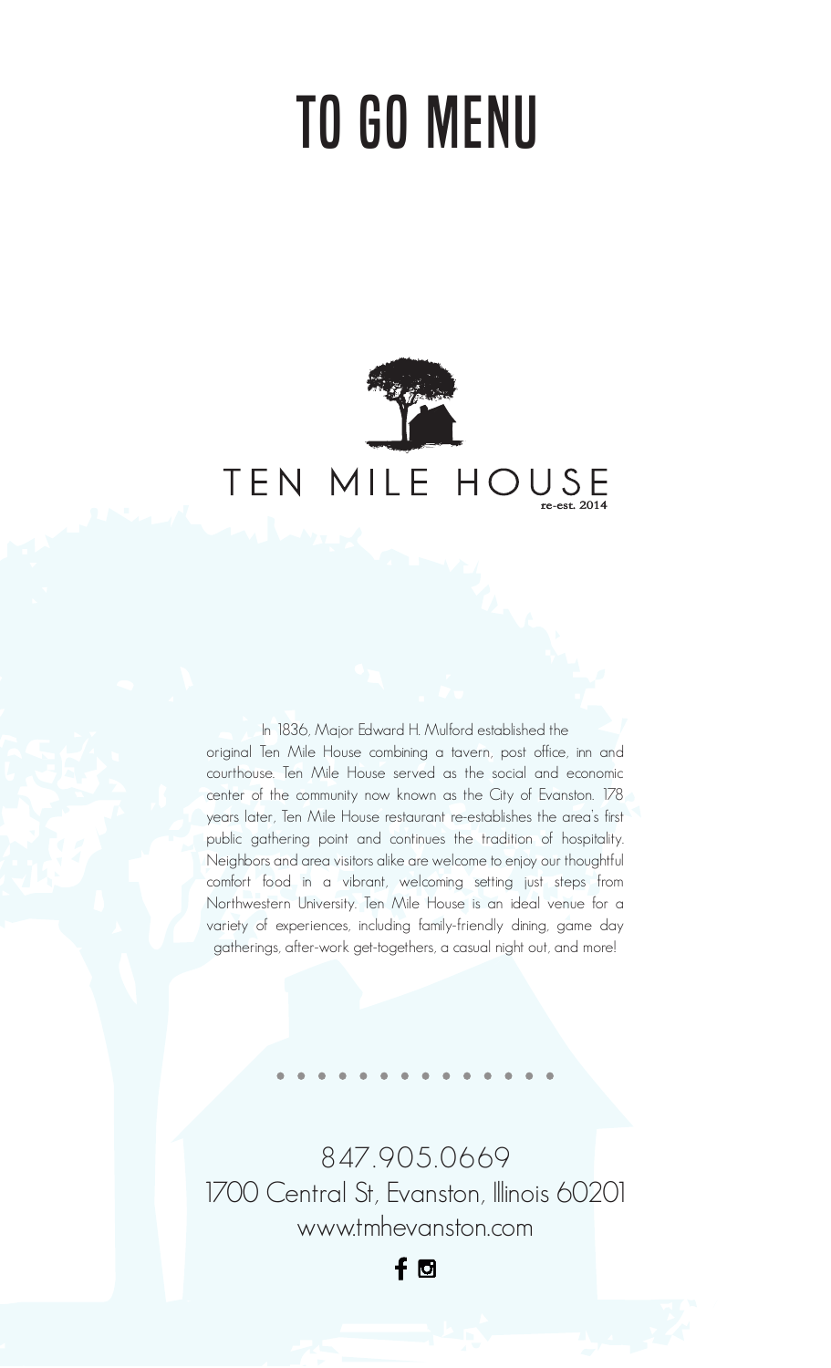# TO GO MENU

TEN MILE HOUSE

re-est. 2014

In 1836, Major Edward H. Mulford established the original Ten Mile House combining a tavern, post office, inn and courthouse. Ten Mile House served as the social and economic center of the community now known as the City of Evanston. 178 years later, Ten Mile House restaurant re-establishes the area's first public gathering point and continues the tradition of hospitality. Neighbors and area visitors alike are welcome to enjoy our thoughtful comfort food in a vibrant, welcoming setting just steps from Northwestern University. Ten Mile House is an ideal venue for a variety of experiences, including family-friendly dining, game day gatherings, after-work get-togethers, a casual night out, and more!

847.905.0669

1700 Central St, Evanston, Illinois 60201

www.tmhevanston.com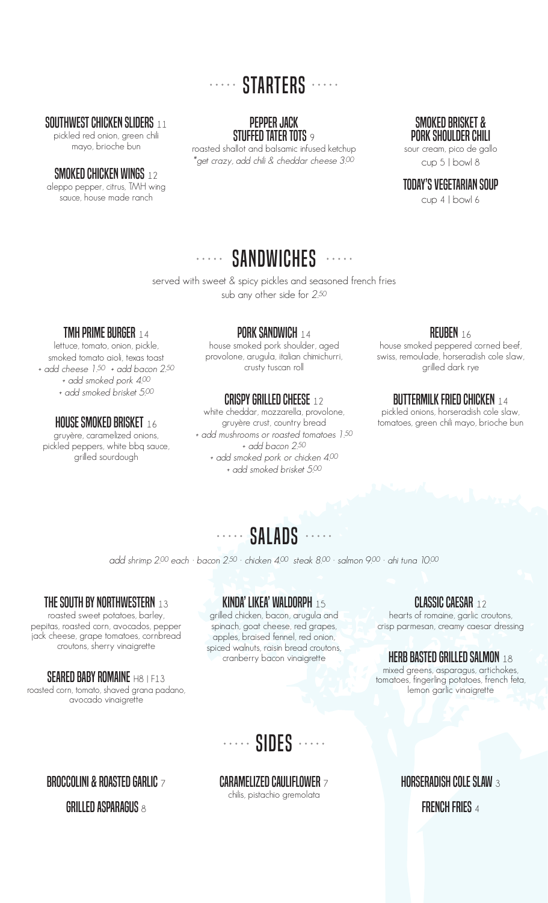## STARTERS

### SOUTHWEST CHICKEN SLIDERS 11
pickled red onion, green chili mayo, brioche bun

### SMOKED CHICKEN WINGS 12
aleppo pepper, citrus, TMH wing sauce, house made ranch

### PEPPER JACK STUFFED TATER TOTS 9
roasted shallot and balsamic infused ketchup
*\*get crazy, add chili & cheddar cheese 3.00*

### SMOKED BRISKET & PORK SHOULDER CHILI
sour cream, pico de gallo
cup 5 | bowl 8

### TODAY'S VEGETARIAN SOUP
cup 4 | bowl 6

## SANDWICHES

served with sweet & spicy pickles and seasoned french fries
sub any other side for *2.50*

### TMH PRIME BURGER 14
lettuce, tomato, onion, pickle, smoked tomato aioli, texas toast
*+ add cheese 1.50 + add bacon 2.50*
*+ add smoked pork 4.00*
*+ add smoked brisket 5.00*

### HOUSE SMOKED BRISKET 16
gruyère, caramelized onions, pickled peppers, white bbq sauce, grilled sourdough

### PORK SANDWICH 14
house smoked pork shoulder, aged provolone, arugula, italian chimichurri, crusty tuscan roll

### CRISPY GRILLED CHEESE 12
white cheddar, mozzarella, provolone, gruyère crust, country bread
*+ add mushrooms or roasted tomatoes 1.50*
*+ add bacon 2.50*
*+ add smoked pork or chicken 4.00*
*+ add smoked brisket 5.00*

### REUBEN 16
house smoked peppered corned beef, swiss, remoulade, horseradish cole slaw, grilled dark rye

### BUTTERMILK FRIED CHICKEN 14
pickled onions, horseradish cole slaw, tomatoes, green chili mayo, brioche bun

## SALADS

*add shrimp 2.00 each · bacon 2.50 · chicken 4.00 steak 8.00 · salmon 9.00 · ahi tuna 10.00*

### THE SOUTH BY NORTHWESTERN 13
roasted sweet potatoes, barley, pepitas, roasted corn, avocados, pepper jack cheese, grape tomatoes, cornbread croutons, sherry vinaigrette

### SEARED BABY ROMAINE H8 | F13
roasted corn, tomato, shaved grana padano, avocado vinaigrette

### KINDA' LIKEA' WALDORPH 15
grilled chicken, bacon, arugula and spinach, goat cheese, red grapes, apples, braised fennel, red onion, spiced walnuts, raisin bread croutons, cranberry bacon vinaigrette

### CLASSIC CAESAR 12
hearts of romaine, garlic croutons, crisp parmesan, creamy caesar dressing

### HERB BASTED GRILLED SALMON 18
mixed greens, asparagus, artichokes, tomatoes, fingerling potatoes, french feta, lemon garlic vinaigrette

## SIDES

### BROCCOLINI & ROASTED GARLIC 7

### GRILLED ASPARAGUS 8

### CARAMELIZED CAULIFLOWER 7
chilis, pistachio gremolata

### HORSERADISH COLE SLAW 3

### FRENCH FRIES 4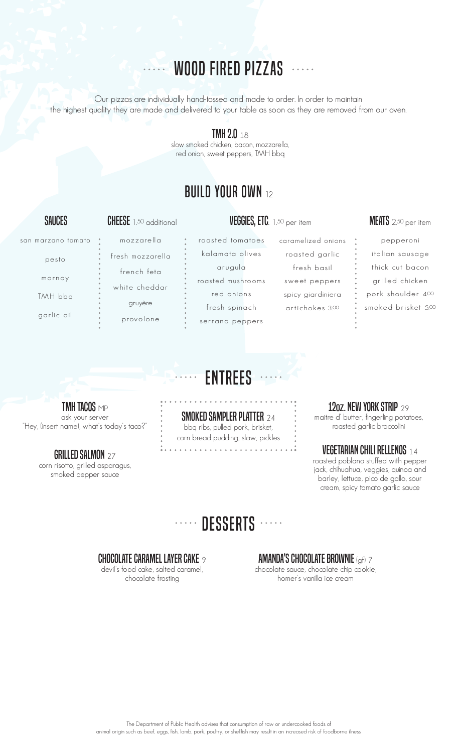# WOOD FIRED PIZZAS

Our pizzas are individually hand-tossed and made to order. In order to maintain the highest quality they are made and delivered to your table as soon as they are removed from our oven.

### TMH 2.0 18

slow smoked chicken, bacon, mozzarella, red onion, sweet peppers, TMH bbq

## BUILD YOUR OWN 12

### SAUCES

- san marzano tomato
- pesto
- mornay
- TMH bbq
- garlic oil

### CHEESE 1.50 additional

- mozzarella
- fresh mozzarella
- french feta
- white cheddar
- gruyère
- provolone

### VEGGIES, ETC. 1.50 per item

- roasted tomatoes
- kalamata olives
- arugula
- roasted mushrooms
- red onions
- fresh spinach
- serrano peppers
- caramelized onions
- roasted garlic
- fresh basil
- sweet peppers
- spicy giardiniera
- artichokes 3.00

### MEATS 2.50 per item

- pepperoni
- italian sausage
- thick cut bacon
- grilled chicken
- pork shoulder 4.00
- smoked brisket 5.00

# ENTREES

### TMH TACOS MP

ask your server "Hey, (insert name), what's today's taco?"

### GRILLED SALMON 27

corn risotto, grilled asparagus, smoked pepper sauce

### SMOKED SAMPLER PLATTER 24

bbq ribs, pulled pork, brisket, corn bread pudding, slaw, pickles

### 12OZ. NEW YORK STRIP 29

maitre d' butter, fingerling potatoes, roasted garlic broccolini

### VEGETARIAN CHILI RELLENOS 14

roasted poblano stuffed with pepper jack, chihuahua, veggies, quinoa and barley, lettuce, pico de gallo, sour cream, spicy tomato garlic sauce

# DESSERTS

### CHOCOLATE CARAMEL LAYER CAKE 9

devil's food cake, salted caramel, chocolate frosting

### AMANDA'S CHOCOLATE BROWNIE (gf) 7

chocolate sauce, chocolate chip cookie, homer's vanilla ice cream

The Department of Public Health advises that consumption of raw or undercooked foods of animal origin such as beef, eggs, fish, lamb, pork, poultry, or shellfish may result in an increased risk of foodborne illness.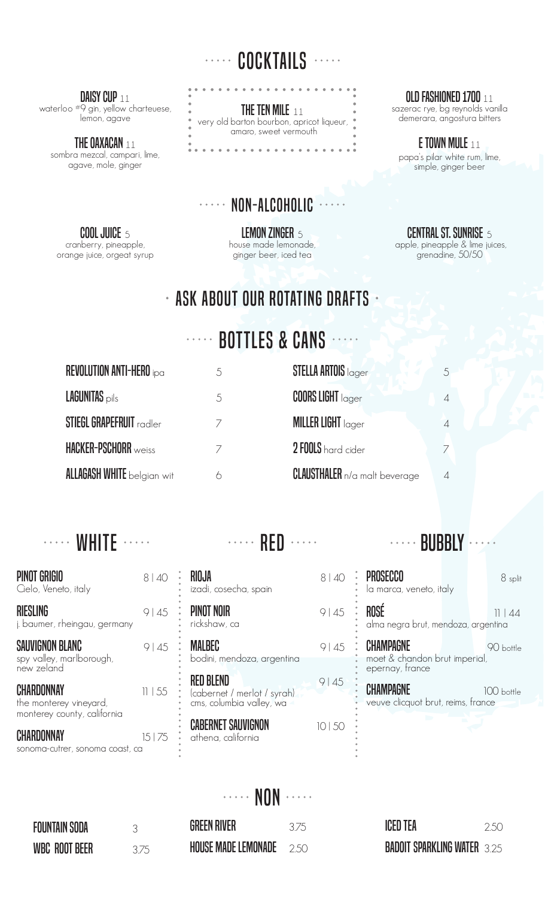# COCKTAILS

**DAISY CUP** 11
waterloo #9 gin, yellow charteuese, lemon, agave

**THE OAXACAN** 11
sombra mezcal, campari, lime, agave, mole, ginger

**THE TEN MILE** 11
very old barton bourbon, apricot liqueur, amaro, sweet vermouth

**OLD FASHIONED 1700** 11
sazerac rye, bg reynolds vanilla demerara, angostura bitters

**E TOWN MULE** 11
papa's pilar white rum, lime, simple, ginger beer

# NON-ALCOHOLIC

**COOL JUICE** 5
cranberry, pineapple, orange juice, orgeat syrup

**LEMON ZINGER** 5
house made lemonade, ginger beer, iced tea

**CENTRAL ST. SUNRISE** 5
apple, pineapple & lime juices, grenadine, 50/50

# ASK ABOUT OUR ROTATING DRAFTS

# BOTTLES & CANS

| | | | |
|---|---|---|---|
| **REVOLUTION ANTI-HERO** ipa | 5 | **STELLA ARTOIS** lager | 5 |
| **LAGUNITAS** pils | 5 | **COORS LIGHT** lager | 4 |
| **STIEGL GRAPEFRUIT** radler | 7 | **MILLER LIGHT** lager | 4 |
| **HACKER-PSCHORR** weiss | 7 | **2 FOOLS** hard cider | 7 |
| **ALLAGASH WHITE** belgian wit | 6 | **CLAUSTHALER** n/a malt beverage | 4 |

# WHITE

| | |
|---|---|
| **PINOT GRIGIO** Cielo, Veneto, italy | 8 \| 40 |
| **RIESLING** j. baumer, rheingau, germany | 9 \| 45 |
| **SAUVIGNON BLANC** spy valley, marlborough, new zeland | 9 \| 45 |
| **CHARDONNAY** the monterey vineyard, monterey county, california | 11 \| 55 |
| **CHARDONNAY** sonoma-cutrer, sonoma coast, ca | 15 \| 75 |

# RED

| | |
|---|---|
| **RIOJA** izadi, cosecha, spain | 8 \| 40 |
| **PINOT NOIR** rickshaw, ca | 9 \| 45 |
| **MALBEC** bodini, mendoza, argentina | 9 \| 45 |
| **RED BLEND** (cabernet / merlot / syrah) cms, columbia valley, wa | 9 \| 45 |
| **CABERNET SAUVIGNON** athena, california | 10 \| 50 |

# BUBBLY

| | |
|---|---|
| **PROSECCO** la marca, veneto, italy | 8 split |
| **ROSÉ** alma negra brut, mendoza, argentina | 11 \| 44 |
| **CHAMPAGNE** moet & chandon brut imperial, epernay, france | 90 bottle |
| **CHAMPAGNE** veuve clicquot brut, reims, france | 100 bottle |

# NON

| | | | | | |
|---|---|---|---|---|---|
| **FOUNTAIN SODA** | 3 | **GREEN RIVER** | 3.75 | **ICED TEA** | 2.50 |
| **WBC ROOT BEER** | 3.75 | **HOUSE MADE LEMONADE** | 2.50 | **BADOIT SPARKLING WATER** | 3.25 |